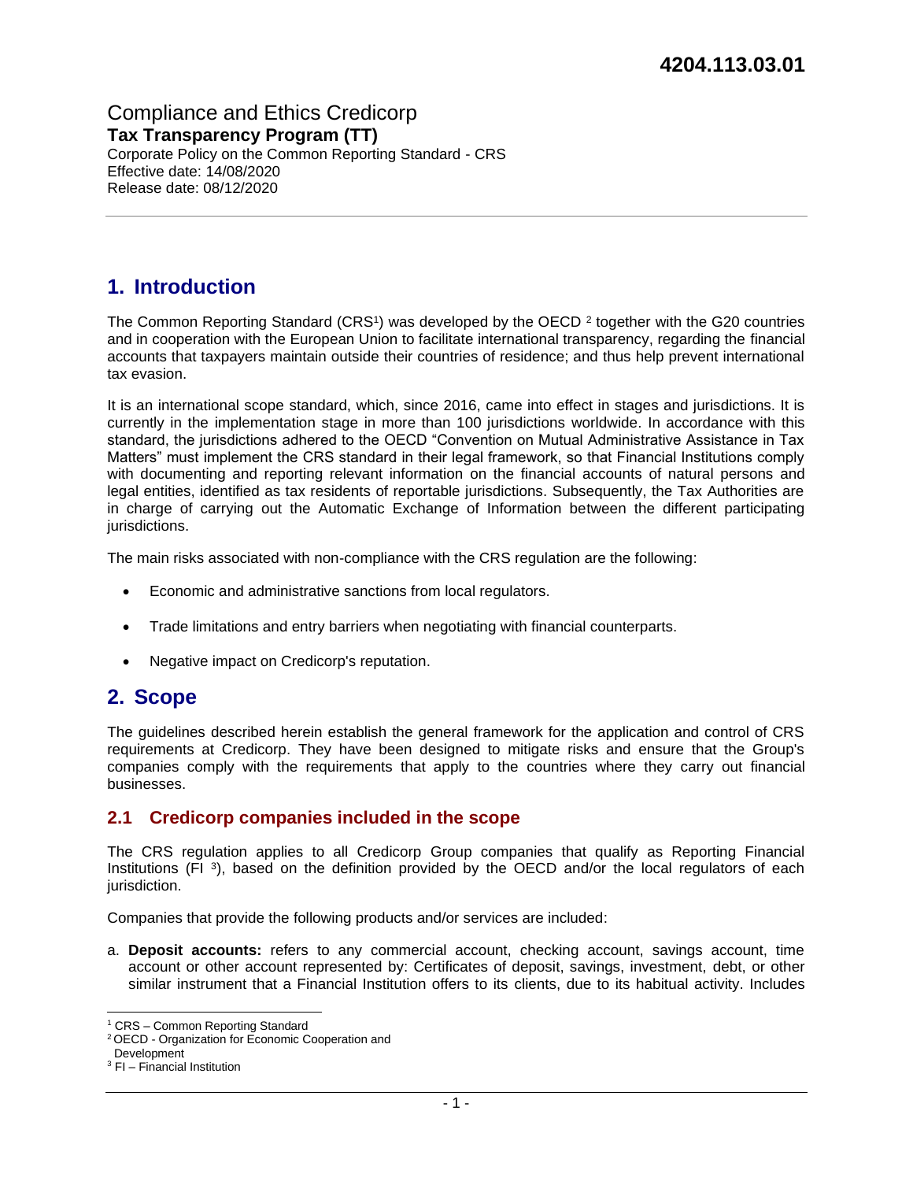**4204.113.03.01**

Compliance and Ethics Credicorp
**Tax Transparency Program (TT)**
Corporate Policy on the Common Reporting Standard - CRS
Effective date: 14/08/2020
Release date: 08/12/2020

# 1. Introduction

The Common Reporting Standard (CRS[1]) was developed by the OECD [2] together with the G20 countries and in cooperation with the European Union to facilitate international transparency, regarding the financial accounts that taxpayers maintain outside their countries of residence; and thus help prevent international tax evasion.

It is an international scope standard, which, since 2016, came into effect in stages and jurisdictions. It is currently in the implementation stage in more than 100 jurisdictions worldwide. In accordance with this standard, the jurisdictions adhered to the OECD "Convention on Mutual Administrative Assistance in Tax Matters" must implement the CRS standard in their legal framework, so that Financial Institutions comply with documenting and reporting relevant information on the financial accounts of natural persons and legal entities, identified as tax residents of reportable jurisdictions. Subsequently, the Tax Authorities are in charge of carrying out the Automatic Exchange of Information between the different participating jurisdictions.

The main risks associated with non-compliance with the CRS regulation are the following:

- Economic and administrative sanctions from local regulators.
- Trade limitations and entry barriers when negotiating with financial counterparts.
- Negative impact on Credicorp's reputation.

# 2. Scope

The guidelines described herein establish the general framework for the application and control of CRS requirements at Credicorp. They have been designed to mitigate risks and ensure that the Group's companies comply with the requirements that apply to the countries where they carry out financial businesses.

## 2.1 Credicorp companies included in the scope

The CRS regulation applies to all Credicorp Group companies that qualify as Reporting Financial Institutions (FI [3]), based on the definition provided by the OECD and/or the local regulators of each jurisdiction.

Companies that provide the following products and/or services are included:

a. **Deposit accounts:** refers to any commercial account, checking account, savings account, time account or other account represented by: Certificates of deposit, savings, investment, debt, or other similar instrument that a Financial Institution offers to its clients, due to its habitual activity. Includes

---

[1] CRS – Common Reporting Standard
[2] OECD - Organization for Economic Cooperation and Development
[3] FI – Financial Institution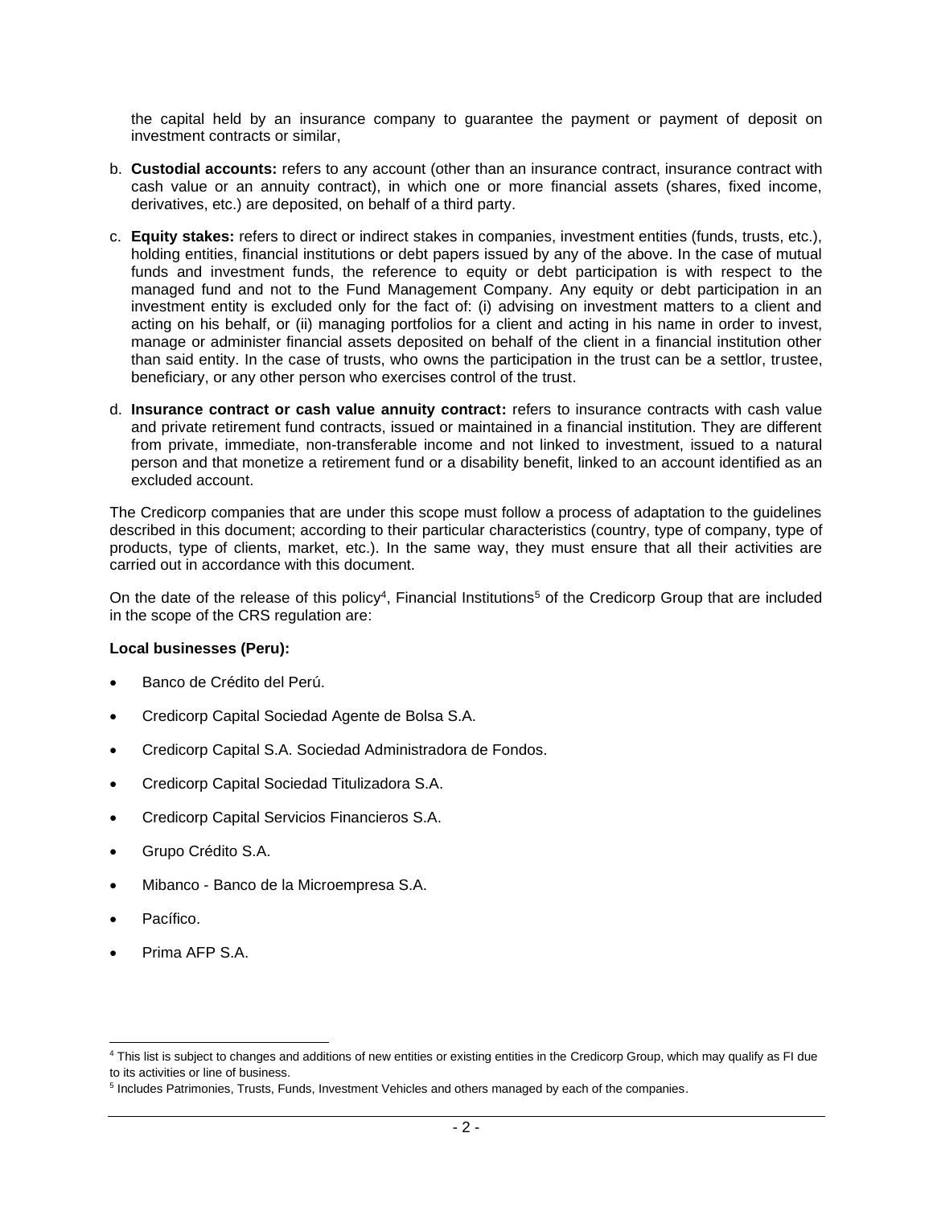the capital held by an insurance company to guarantee the payment or payment of deposit on investment contracts or similar,

b. **Custodial accounts:** refers to any account (other than an insurance contract, insurance contract with cash value or an annuity contract), in which one or more financial assets (shares, fixed income, derivatives, etc.) are deposited, on behalf of a third party.

c. **Equity stakes:** refers to direct or indirect stakes in companies, investment entities (funds, trusts, etc.), holding entities, financial institutions or debt papers issued by any of the above. In the case of mutual funds and investment funds, the reference to equity or debt participation is with respect to the managed fund and not to the Fund Management Company. Any equity or debt participation in an investment entity is excluded only for the fact of: (i) advising on investment matters to a client and acting on his behalf, or (ii) managing portfolios for a client and acting in his name in order to invest, manage or administer financial assets deposited on behalf of the client in a financial institution other than said entity. In the case of trusts, who owns the participation in the trust can be a settlor, trustee, beneficiary, or any other person who exercises control of the trust.

d. **Insurance contract or cash value annuity contract:** refers to insurance contracts with cash value and private retirement fund contracts, issued or maintained in a financial institution. They are different from private, immediate, non-transferable income and not linked to investment, issued to a natural person and that monetize a retirement fund or a disability benefit, linked to an account identified as an excluded account.

The Credicorp companies that are under this scope must follow a process of adaptation to the guidelines described in this document; according to their particular characteristics (country, type of company, type of products, type of clients, market, etc.). In the same way, they must ensure that all their activities are carried out in accordance with this document.

On the date of the release of this policy[4], Financial Institutions[5] of the Credicorp Group that are included in the scope of the CRS regulation are:

**Local businesses (Peru):**

- Banco de Crédito del Perú.
- Credicorp Capital Sociedad Agente de Bolsa S.A.
- Credicorp Capital S.A. Sociedad Administradora de Fondos.
- Credicorp Capital Sociedad Titulizadora S.A.
- Credicorp Capital Servicios Financieros S.A.
- Grupo Crédito S.A.
- Mibanco - Banco de la Microempresa S.A.
- Pacífico.
- Prima AFP S.A.

[4] This list is subject to changes and additions of new entities or existing entities in the Credicorp Group, which may qualify as FI due to its activities or line of business.

[5] Includes Patrimonies, Trusts, Funds, Investment Vehicles and others managed by each of the companies.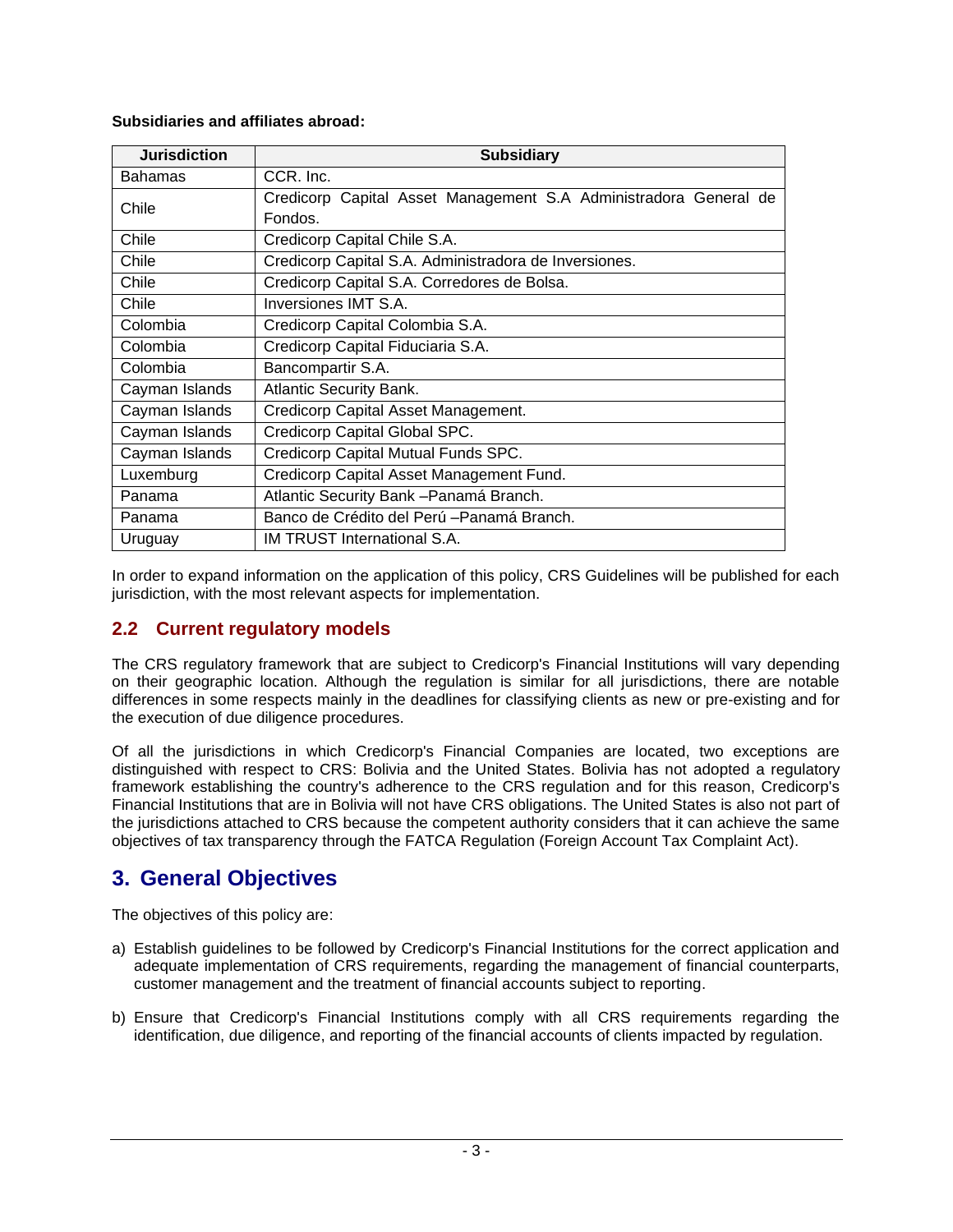**Subsidiaries and affiliates abroad:**

| Jurisdiction | Subsidiary |
| --- | --- |
| Bahamas | CCR. Inc. |
| Chile | Credicorp Capital Asset Management S.A Administradora General de Fondos. |
| Chile | Credicorp Capital Chile S.A. |
| Chile | Credicorp Capital S.A. Administradora de Inversiones. |
| Chile | Credicorp Capital S.A. Corredores de Bolsa. |
| Chile | Inversiones IMT S.A. |
| Colombia | Credicorp Capital Colombia S.A. |
| Colombia | Credicorp Capital Fiduciaria S.A. |
| Colombia | Bancompartir S.A. |
| Cayman Islands | Atlantic Security Bank. |
| Cayman Islands | Credicorp Capital Asset Management. |
| Cayman Islands | Credicorp Capital Global SPC. |
| Cayman Islands | Credicorp Capital Mutual Funds SPC. |
| Luxemburg | Credicorp Capital Asset Management Fund. |
| Panama | Atlantic Security Bank –Panamá Branch. |
| Panama | Banco de Crédito del Perú –Panamá Branch. |
| Uruguay | IM TRUST International S.A. |

In order to expand information on the application of this policy, CRS Guidelines will be published for each jurisdiction, with the most relevant aspects for implementation.

### 2.2 Current regulatory models

The CRS regulatory framework that are subject to Credicorp's Financial Institutions will vary depending on their geographic location. Although the regulation is similar for all jurisdictions, there are notable differences in some respects mainly in the deadlines for classifying clients as new or pre-existing and for the execution of due diligence procedures.

Of all the jurisdictions in which Credicorp's Financial Companies are located, two exceptions are distinguished with respect to CRS: Bolivia and the United States. Bolivia has not adopted a regulatory framework establishing the country's adherence to the CRS regulation and for this reason, Credicorp's Financial Institutions that are in Bolivia will not have CRS obligations. The United States is also not part of the jurisdictions attached to CRS because the competent authority considers that it can achieve the same objectives of tax transparency through the FATCA Regulation (Foreign Account Tax Complaint Act).

## 3. General Objectives

The objectives of this policy are:

a) Establish guidelines to be followed by Credicorp's Financial Institutions for the correct application and adequate implementation of CRS requirements, regarding the management of financial counterparts, customer management and the treatment of financial accounts subject to reporting.

b) Ensure that Credicorp's Financial Institutions comply with all CRS requirements regarding the identification, due diligence, and reporting of the financial accounts of clients impacted by regulation.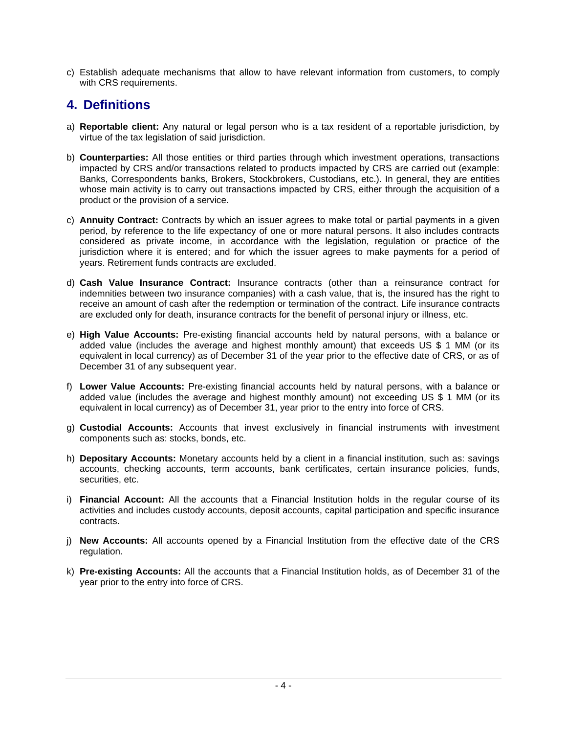c) Establish adequate mechanisms that allow to have relevant information from customers, to comply with CRS requirements.

## 4. Definitions

a) **Reportable client:** Any natural or legal person who is a tax resident of a reportable jurisdiction, by virtue of the tax legislation of said jurisdiction.

b) **Counterparties:** All those entities or third parties through which investment operations, transactions impacted by CRS and/or transactions related to products impacted by CRS are carried out (example: Banks, Correspondents banks, Brokers, Stockbrokers, Custodians, etc.). In general, they are entities whose main activity is to carry out transactions impacted by CRS, either through the acquisition of a product or the provision of a service.

c) **Annuity Contract:** Contracts by which an issuer agrees to make total or partial payments in a given period, by reference to the life expectancy of one or more natural persons. It also includes contracts considered as private income, in accordance with the legislation, regulation or practice of the jurisdiction where it is entered; and for which the issuer agrees to make payments for a period of years. Retirement funds contracts are excluded.

d) **Cash Value Insurance Contract:** Insurance contracts (other than a reinsurance contract for indemnities between two insurance companies) with a cash value, that is, the insured has the right to receive an amount of cash after the redemption or termination of the contract. Life insurance contracts are excluded only for death, insurance contracts for the benefit of personal injury or illness, etc.

e) **High Value Accounts:** Pre-existing financial accounts held by natural persons, with a balance or added value (includes the average and highest monthly amount) that exceeds US $ 1 MM (or its equivalent in local currency) as of December 31 of the year prior to the effective date of CRS, or as of December 31 of any subsequent year.

f) **Lower Value Accounts:** Pre-existing financial accounts held by natural persons, with a balance or added value (includes the average and highest monthly amount) not exceeding US $ 1 MM (or its equivalent in local currency) as of December 31, year prior to the entry into force of CRS.

g) **Custodial Accounts:** Accounts that invest exclusively in financial instruments with investment components such as: stocks, bonds, etc.

h) **Depositary Accounts:** Monetary accounts held by a client in a financial institution, such as: savings accounts, checking accounts, term accounts, bank certificates, certain insurance policies, funds, securities, etc.

i) **Financial Account:** All the accounts that a Financial Institution holds in the regular course of its activities and includes custody accounts, deposit accounts, capital participation and specific insurance contracts.

j) **New Accounts:** All accounts opened by a Financial Institution from the effective date of the CRS regulation.

k) **Pre-existing Accounts:** All the accounts that a Financial Institution holds, as of December 31 of the year prior to the entry into force of CRS.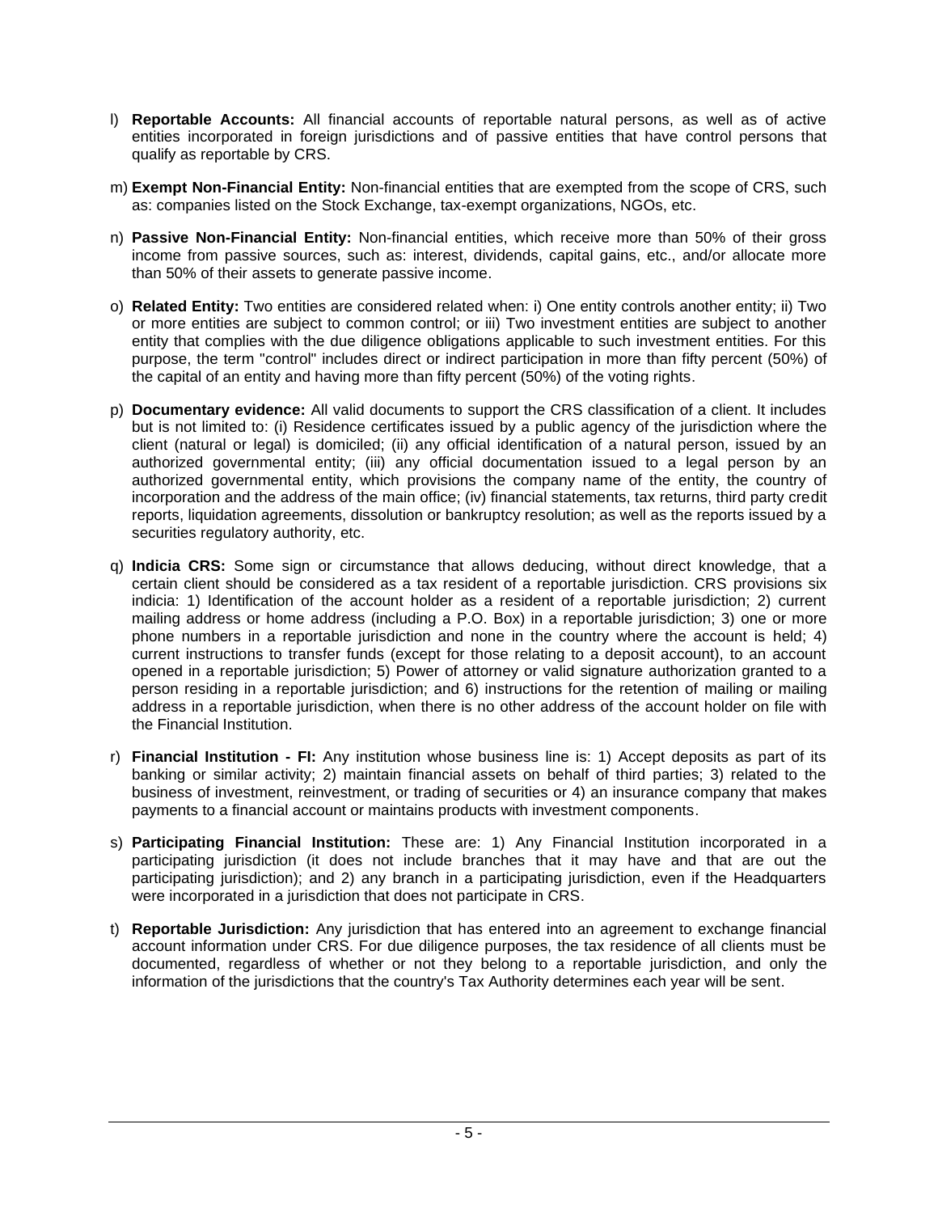l) **Reportable Accounts:** All financial accounts of reportable natural persons, as well as of active entities incorporated in foreign jurisdictions and of passive entities that have control persons that qualify as reportable by CRS.

m) **Exempt Non-Financial Entity:** Non-financial entities that are exempted from the scope of CRS, such as: companies listed on the Stock Exchange, tax-exempt organizations, NGOs, etc.

n) **Passive Non-Financial Entity:** Non-financial entities, which receive more than 50% of their gross income from passive sources, such as: interest, dividends, capital gains, etc., and/or allocate more than 50% of their assets to generate passive income.

o) **Related Entity:** Two entities are considered related when: i) One entity controls another entity; ii) Two or more entities are subject to common control; or iii) Two investment entities are subject to another entity that complies with the due diligence obligations applicable to such investment entities. For this purpose, the term "control" includes direct or indirect participation in more than fifty percent (50%) of the capital of an entity and having more than fifty percent (50%) of the voting rights.

p) **Documentary evidence:** All valid documents to support the CRS classification of a client. It includes but is not limited to: (i) Residence certificates issued by a public agency of the jurisdiction where the client (natural or legal) is domiciled; (ii) any official identification of a natural person, issued by an authorized governmental entity; (iii) any official documentation issued to a legal person by an authorized governmental entity, which provisions the company name of the entity, the country of incorporation and the address of the main office; (iv) financial statements, tax returns, third party credit reports, liquidation agreements, dissolution or bankruptcy resolution; as well as the reports issued by a securities regulatory authority, etc.

q) **Indicia CRS:** Some sign or circumstance that allows deducing, without direct knowledge, that a certain client should be considered as a tax resident of a reportable jurisdiction. CRS provisions six indicia: 1) Identification of the account holder as a resident of a reportable jurisdiction; 2) current mailing address or home address (including a P.O. Box) in a reportable jurisdiction; 3) one or more phone numbers in a reportable jurisdiction and none in the country where the account is held; 4) current instructions to transfer funds (except for those relating to a deposit account), to an account opened in a reportable jurisdiction; 5) Power of attorney or valid signature authorization granted to a person residing in a reportable jurisdiction; and 6) instructions for the retention of mailing or mailing address in a reportable jurisdiction, when there is no other address of the account holder on file with the Financial Institution.

r) **Financial Institution - FI:** Any institution whose business line is: 1) Accept deposits as part of its banking or similar activity; 2) maintain financial assets on behalf of third parties; 3) related to the business of investment, reinvestment, or trading of securities or 4) an insurance company that makes payments to a financial account or maintains products with investment components.

s) **Participating Financial Institution:** These are: 1) Any Financial Institution incorporated in a participating jurisdiction (it does not include branches that it may have and that are out the participating jurisdiction); and 2) any branch in a participating jurisdiction, even if the Headquarters were incorporated in a jurisdiction that does not participate in CRS.

t) **Reportable Jurisdiction:** Any jurisdiction that has entered into an agreement to exchange financial account information under CRS. For due diligence purposes, the tax residence of all clients must be documented, regardless of whether or not they belong to a reportable jurisdiction, and only the information of the jurisdictions that the country's Tax Authority determines each year will be sent.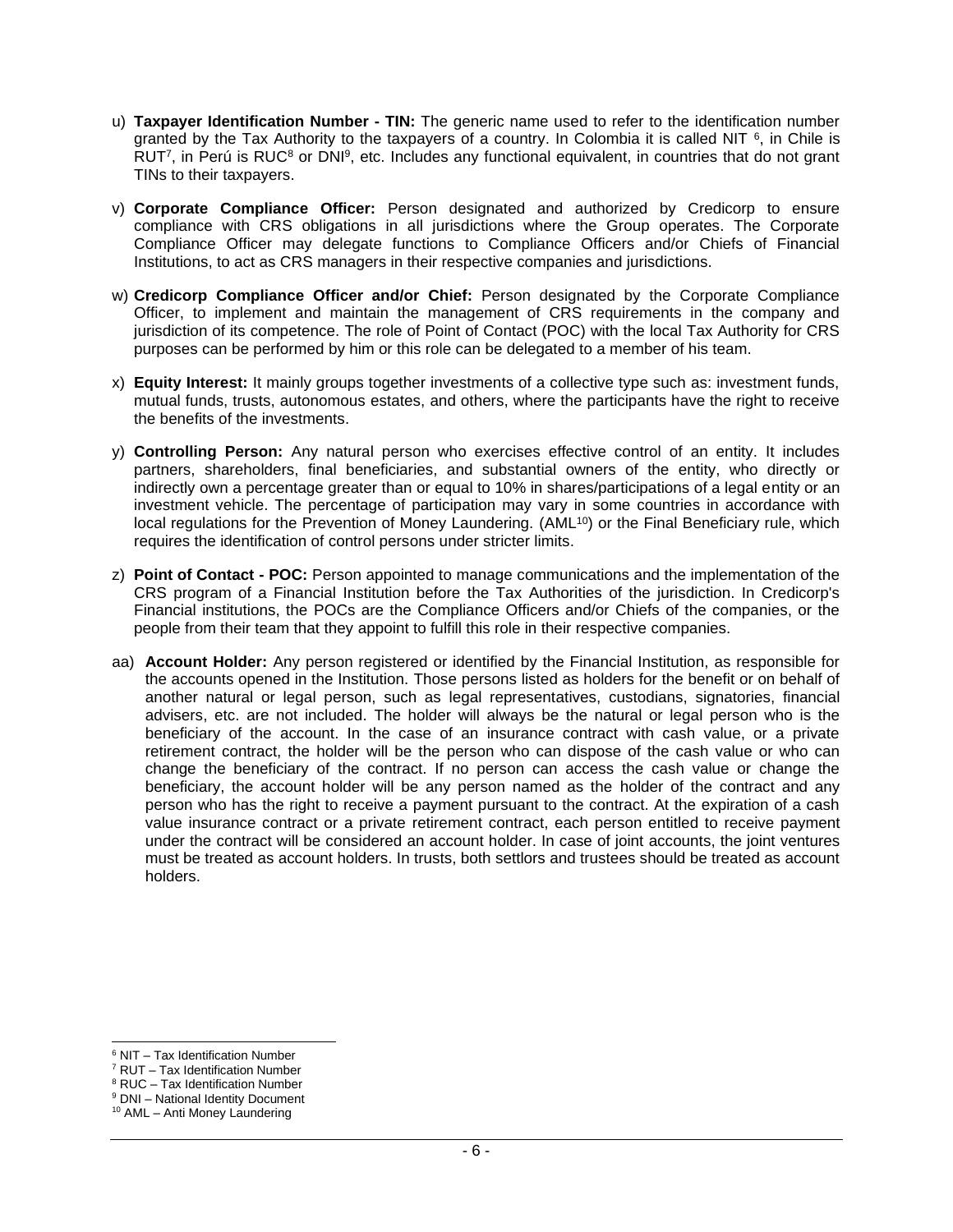u) **Taxpayer Identification Number - TIN:** The generic name used to refer to the identification number granted by the Tax Authority to the taxpayers of a country. In Colombia it is called NIT [6], in Chile is RUT[7], in Perú is RUC[8] or DNI[9], etc. Includes any functional equivalent, in countries that do not grant TINs to their taxpayers.

v) **Corporate Compliance Officer:** Person designated and authorized by Credicorp to ensure compliance with CRS obligations in all jurisdictions where the Group operates. The Corporate Compliance Officer may delegate functions to Compliance Officers and/or Chiefs of Financial Institutions, to act as CRS managers in their respective companies and jurisdictions.

w) **Credicorp Compliance Officer and/or Chief:** Person designated by the Corporate Compliance Officer, to implement and maintain the management of CRS requirements in the company and jurisdiction of its competence. The role of Point of Contact (POC) with the local Tax Authority for CRS purposes can be performed by him or this role can be delegated to a member of his team.

x) **Equity Interest:** It mainly groups together investments of a collective type such as: investment funds, mutual funds, trusts, autonomous estates, and others, where the participants have the right to receive the benefits of the investments.

y) **Controlling Person:** Any natural person who exercises effective control of an entity. It includes partners, shareholders, final beneficiaries, and substantial owners of the entity, who directly or indirectly own a percentage greater than or equal to 10% in shares/participations of a legal entity or an investment vehicle. The percentage of participation may vary in some countries in accordance with local regulations for the Prevention of Money Laundering. (AML[10]) or the Final Beneficiary rule, which requires the identification of control persons under stricter limits.

z) **Point of Contact - POC:** Person appointed to manage communications and the implementation of the CRS program of a Financial Institution before the Tax Authorities of the jurisdiction. In Credicorp's Financial institutions, the POCs are the Compliance Officers and/or Chiefs of the companies, or the people from their team that they appoint to fulfill this role in their respective companies.

aa) **Account Holder:** Any person registered or identified by the Financial Institution, as responsible for the accounts opened in the Institution. Those persons listed as holders for the benefit or on behalf of another natural or legal person, such as legal representatives, custodians, signatories, financial advisers, etc. are not included. The holder will always be the natural or legal person who is the beneficiary of the account. In the case of an insurance contract with cash value, or a private retirement contract, the holder will be the person who can dispose of the cash value or who can change the beneficiary of the contract. If no person can access the cash value or change the beneficiary, the account holder will be any person named as the holder of the contract and any person who has the right to receive a payment pursuant to the contract. At the expiration of a cash value insurance contract or a private retirement contract, each person entitled to receive payment under the contract will be considered an account holder. In case of joint accounts, the joint ventures must be treated as account holders. In trusts, both settlors and trustees should be treated as account holders.

---

[6] NIT – Tax Identification Number
[7] RUT – Tax Identification Number
[8] RUC – Tax Identification Number
[9] DNI – National Identity Document
[10] AML – Anti Money Laundering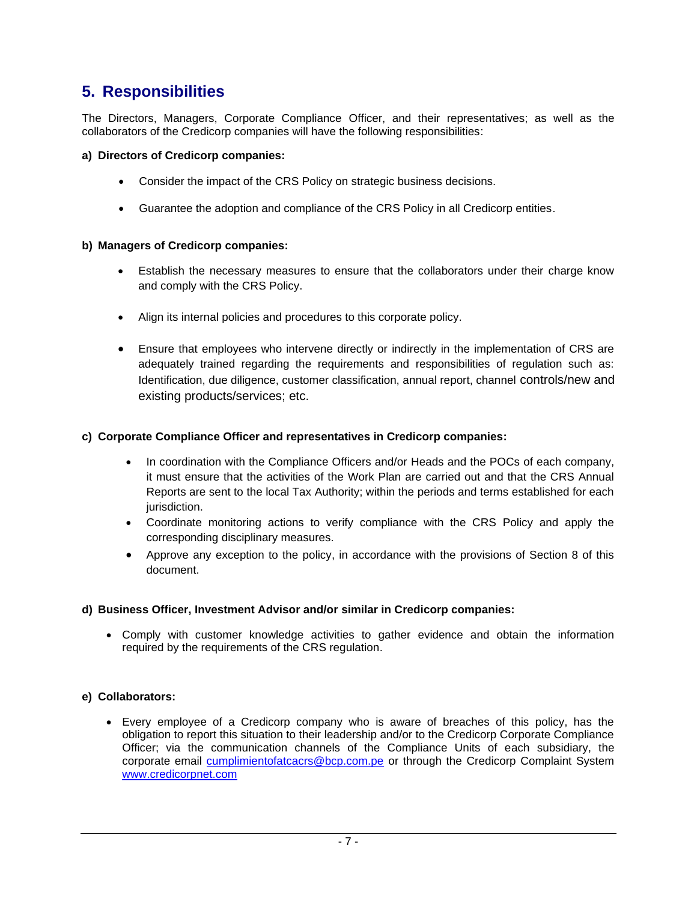## 5. Responsibilities

The Directors, Managers, Corporate Compliance Officer, and their representatives; as well as the collaborators of the Credicorp companies will have the following responsibilities:

**a) Directors of Credicorp companies:**

- Consider the impact of the CRS Policy on strategic business decisions.
- Guarantee the adoption and compliance of the CRS Policy in all Credicorp entities.

**b) Managers of Credicorp companies:**

- Establish the necessary measures to ensure that the collaborators under their charge know and comply with the CRS Policy.
- Align its internal policies and procedures to this corporate policy.
- Ensure that employees who intervene directly or indirectly in the implementation of CRS are adequately trained regarding the requirements and responsibilities of regulation such as: Identification, due diligence, customer classification, annual report, channel controls/new and existing products/services; etc.

**c) Corporate Compliance Officer and representatives in Credicorp companies:**

- In coordination with the Compliance Officers and/or Heads and the POCs of each company, it must ensure that the activities of the Work Plan are carried out and that the CRS Annual Reports are sent to the local Tax Authority; within the periods and terms established for each jurisdiction.
- Coordinate monitoring actions to verify compliance with the CRS Policy and apply the corresponding disciplinary measures.
- Approve any exception to the policy, in accordance with the provisions of Section 8 of this document.

**d) Business Officer, Investment Advisor and/or similar in Credicorp companies:**

- Comply with customer knowledge activities to gather evidence and obtain the information required by the requirements of the CRS regulation.

**e) Collaborators:**

- Every employee of a Credicorp company who is aware of breaches of this policy, has the obligation to report this situation to their leadership and/or to the Credicorp Corporate Compliance Officer; via the communication channels of the Compliance Units of each subsidiary, the corporate email cumplimientofatcacrs@bcp.com.pe or through the Credicorp Complaint System www.credicorpnet.com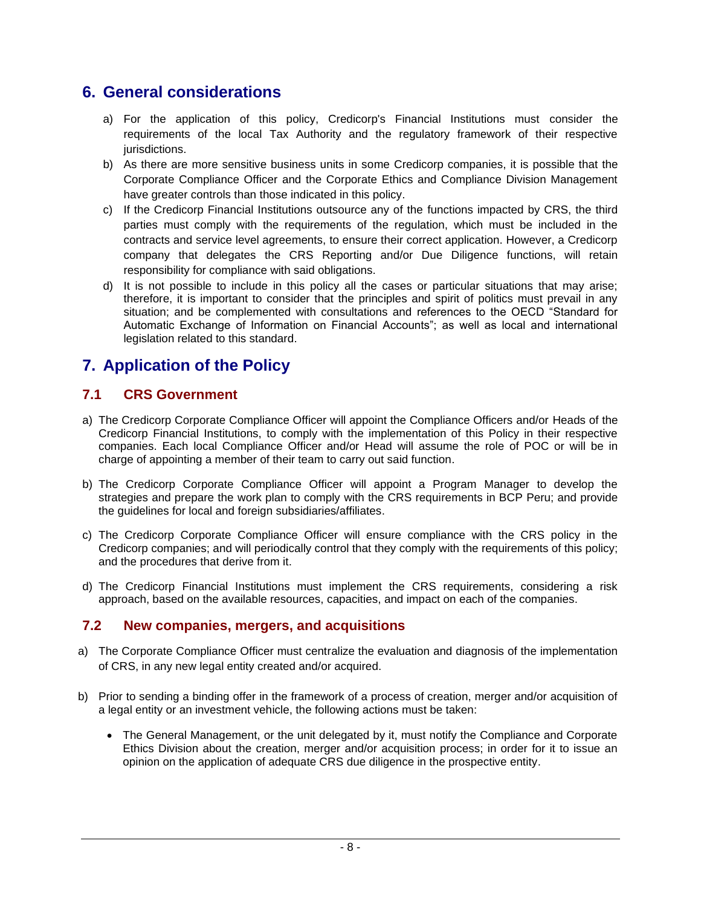## 6. General considerations

a) For the application of this policy, Credicorp's Financial Institutions must consider the requirements of the local Tax Authority and the regulatory framework of their respective jurisdictions.

b) As there are more sensitive business units in some Credicorp companies, it is possible that the Corporate Compliance Officer and the Corporate Ethics and Compliance Division Management have greater controls than those indicated in this policy.

c) If the Credicorp Financial Institutions outsource any of the functions impacted by CRS, the third parties must comply with the requirements of the regulation, which must be included in the contracts and service level agreements, to ensure their correct application. However, a Credicorp company that delegates the CRS Reporting and/or Due Diligence functions, will retain responsibility for compliance with said obligations.

d) It is not possible to include in this policy all the cases or particular situations that may arise; therefore, it is important to consider that the principles and spirit of politics must prevail in any situation; and be complemented with consultations and references to the OECD "Standard for Automatic Exchange of Information on Financial Accounts"; as well as local and international legislation related to this standard.

## 7. Application of the Policy

### 7.1 CRS Government

a) The Credicorp Corporate Compliance Officer will appoint the Compliance Officers and/or Heads of the Credicorp Financial Institutions, to comply with the implementation of this Policy in their respective companies. Each local Compliance Officer and/or Head will assume the role of POC or will be in charge of appointing a member of their team to carry out said function.

b) The Credicorp Corporate Compliance Officer will appoint a Program Manager to develop the strategies and prepare the work plan to comply with the CRS requirements in BCP Peru; and provide the guidelines for local and foreign subsidiaries/affiliates.

c) The Credicorp Corporate Compliance Officer will ensure compliance with the CRS policy in the Credicorp companies; and will periodically control that they comply with the requirements of this policy; and the procedures that derive from it.

d) The Credicorp Financial Institutions must implement the CRS requirements, considering a risk approach, based on the available resources, capacities, and impact on each of the companies.

### 7.2 New companies, mergers, and acquisitions

a) The Corporate Compliance Officer must centralize the evaluation and diagnosis of the implementation of CRS, in any new legal entity created and/or acquired.

b) Prior to sending a binding offer in the framework of a process of creation, merger and/or acquisition of a legal entity or an investment vehicle, the following actions must be taken:

- The General Management, or the unit delegated by it, must notify the Compliance and Corporate Ethics Division about the creation, merger and/or acquisition process; in order for it to issue an opinion on the application of adequate CRS due diligence in the prospective entity.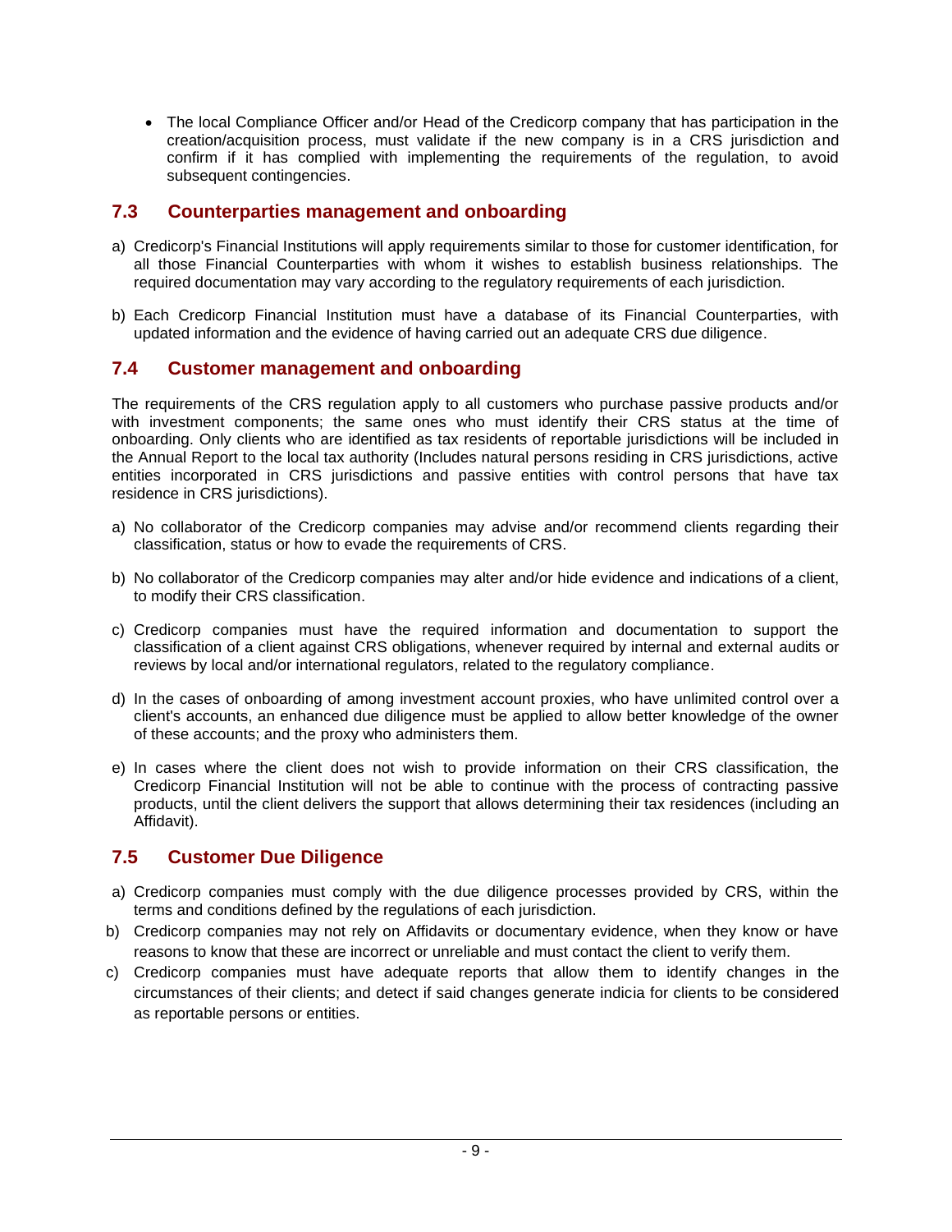- The local Compliance Officer and/or Head of the Credicorp company that has participation in the creation/acquisition process, must validate if the new company is in a CRS jurisdiction and confirm if it has complied with implementing the requirements of the regulation, to avoid subsequent contingencies.

## 7.3 Counterparties management and onboarding

a) Credicorp's Financial Institutions will apply requirements similar to those for customer identification, for all those Financial Counterparties with whom it wishes to establish business relationships. The required documentation may vary according to the regulatory requirements of each jurisdiction.

b) Each Credicorp Financial Institution must have a database of its Financial Counterparties, with updated information and the evidence of having carried out an adequate CRS due diligence.

## 7.4 Customer management and onboarding

The requirements of the CRS regulation apply to all customers who purchase passive products and/or with investment components; the same ones who must identify their CRS status at the time of onboarding. Only clients who are identified as tax residents of reportable jurisdictions will be included in the Annual Report to the local tax authority (Includes natural persons residing in CRS jurisdictions, active entities incorporated in CRS jurisdictions and passive entities with control persons that have tax residence in CRS jurisdictions).

a) No collaborator of the Credicorp companies may advise and/or recommend clients regarding their classification, status or how to evade the requirements of CRS.

b) No collaborator of the Credicorp companies may alter and/or hide evidence and indications of a client, to modify their CRS classification.

c) Credicorp companies must have the required information and documentation to support the classification of a client against CRS obligations, whenever required by internal and external audits or reviews by local and/or international regulators, related to the regulatory compliance.

d) In the cases of onboarding of among investment account proxies, who have unlimited control over a client's accounts, an enhanced due diligence must be applied to allow better knowledge of the owner of these accounts; and the proxy who administers them.

e) In cases where the client does not wish to provide information on their CRS classification, the Credicorp Financial Institution will not be able to continue with the process of contracting passive products, until the client delivers the support that allows determining their tax residences (including an Affidavit).

## 7.5 Customer Due Diligence

a) Credicorp companies must comply with the due diligence processes provided by CRS, within the terms and conditions defined by the regulations of each jurisdiction.

b) Credicorp companies may not rely on Affidavits or documentary evidence, when they know or have reasons to know that these are incorrect or unreliable and must contact the client to verify them.

c) Credicorp companies must have adequate reports that allow them to identify changes in the circumstances of their clients; and detect if said changes generate indicia for clients to be considered as reportable persons or entities.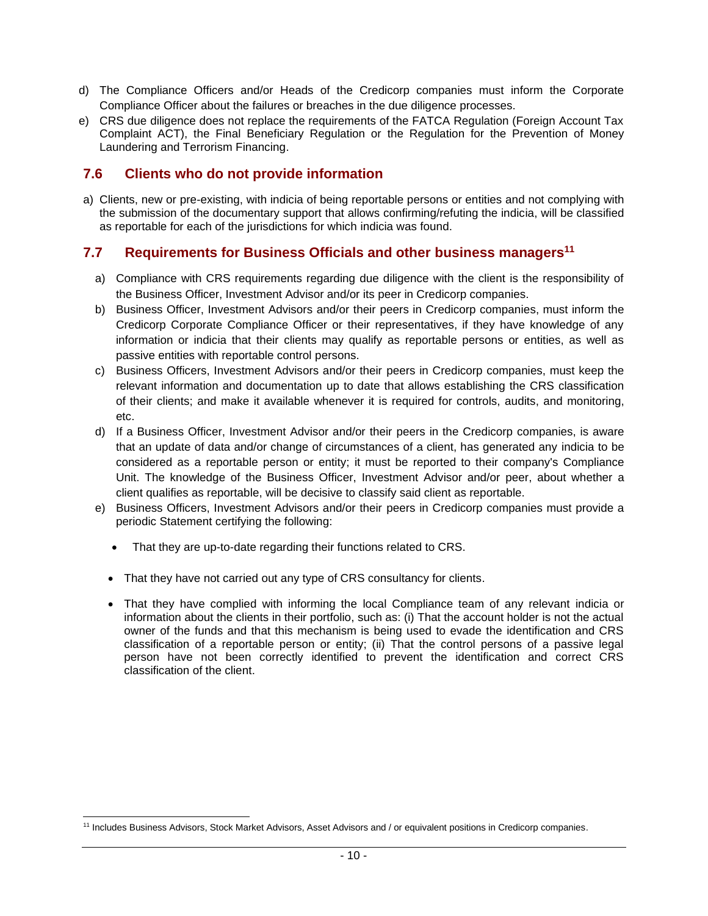d) The Compliance Officers and/or Heads of the Credicorp companies must inform the Corporate Compliance Officer about the failures or breaches in the due diligence processes.

e) CRS due diligence does not replace the requirements of the FATCA Regulation (Foreign Account Tax Complaint ACT), the Final Beneficiary Regulation or the Regulation for the Prevention of Money Laundering and Terrorism Financing.

## 7.6 Clients who do not provide information

a) Clients, new or pre-existing, with indicia of being reportable persons or entities and not complying with the submission of the documentary support that allows confirming/refuting the indicia, will be classified as reportable for each of the jurisdictions for which indicia was found.

## 7.7 Requirements for Business Officials and other business managers[11]

a) Compliance with CRS requirements regarding due diligence with the client is the responsibility of the Business Officer, Investment Advisor and/or its peer in Credicorp companies.

b) Business Officer, Investment Advisors and/or their peers in Credicorp companies, must inform the Credicorp Corporate Compliance Officer or their representatives, if they have knowledge of any information or indicia that their clients may qualify as reportable persons or entities, as well as passive entities with reportable control persons.

c) Business Officers, Investment Advisors and/or their peers in Credicorp companies, must keep the relevant information and documentation up to date that allows establishing the CRS classification of their clients; and make it available whenever it is required for controls, audits, and monitoring, etc.

d) If a Business Officer, Investment Advisor and/or their peers in the Credicorp companies, is aware that an update of data and/or change of circumstances of a client, has generated any indicia to be considered as a reportable person or entity; it must be reported to their company's Compliance Unit. The knowledge of the Business Officer, Investment Advisor and/or peer, about whether a client qualifies as reportable, will be decisive to classify said client as reportable.

e) Business Officers, Investment Advisors and/or their peers in Credicorp companies must provide a periodic Statement certifying the following:

- That they are up-to-date regarding their functions related to CRS.
- That they have not carried out any type of CRS consultancy for clients.
- That they have complied with informing the local Compliance team of any relevant indicia or information about the clients in their portfolio, such as: (i) That the account holder is not the actual owner of the funds and that this mechanism is being used to evade the identification and CRS classification of a reportable person or entity; (ii) That the control persons of a passive legal person have not been correctly identified to prevent the identification and correct CRS classification of the client.

---

[11] Includes Business Advisors, Stock Market Advisors, Asset Advisors and / or equivalent positions in Credicorp companies.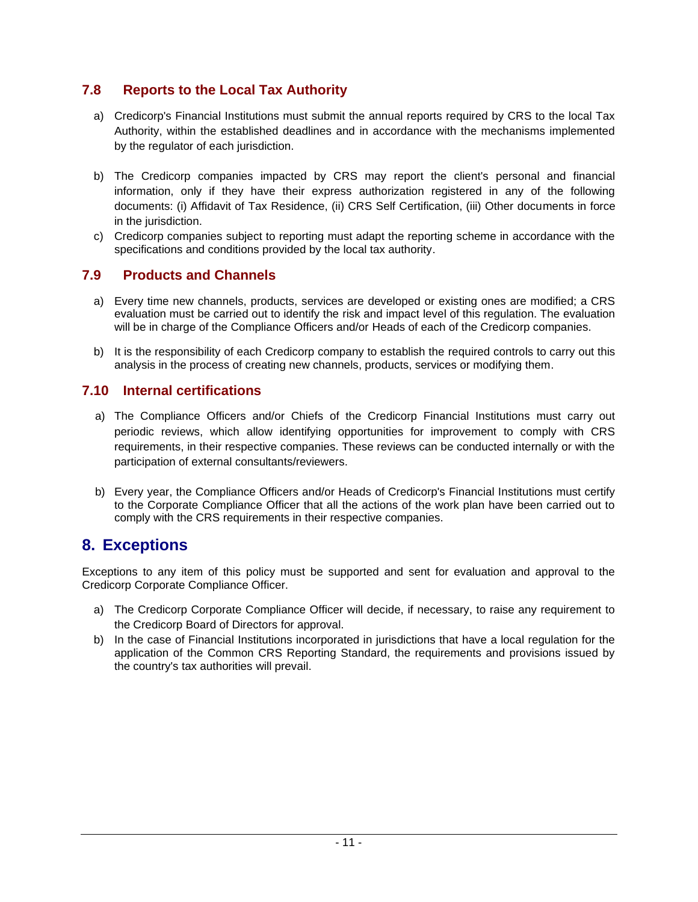### 7.8 Reports to the Local Tax Authority

a) Credicorp's Financial Institutions must submit the annual reports required by CRS to the local Tax Authority, within the established deadlines and in accordance with the mechanisms implemented by the regulator of each jurisdiction.

b) The Credicorp companies impacted by CRS may report the client's personal and financial information, only if they have their express authorization registered in any of the following documents: (i) Affidavit of Tax Residence, (ii) CRS Self Certification, (iii) Other documents in force in the jurisdiction.

c) Credicorp companies subject to reporting must adapt the reporting scheme in accordance with the specifications and conditions provided by the local tax authority.

### 7.9 Products and Channels

a) Every time new channels, products, services are developed or existing ones are modified; a CRS evaluation must be carried out to identify the risk and impact level of this regulation. The evaluation will be in charge of the Compliance Officers and/or Heads of each of the Credicorp companies.

b) It is the responsibility of each Credicorp company to establish the required controls to carry out this analysis in the process of creating new channels, products, services or modifying them.

### 7.10 Internal certifications

a) The Compliance Officers and/or Chiefs of the Credicorp Financial Institutions must carry out periodic reviews, which allow identifying opportunities for improvement to comply with CRS requirements, in their respective companies. These reviews can be conducted internally or with the participation of external consultants/reviewers.

b) Every year, the Compliance Officers and/or Heads of Credicorp's Financial Institutions must certify to the Corporate Compliance Officer that all the actions of the work plan have been carried out to comply with the CRS requirements in their respective companies.

## 8. Exceptions

Exceptions to any item of this policy must be supported and sent for evaluation and approval to the Credicorp Corporate Compliance Officer.

a) The Credicorp Corporate Compliance Officer will decide, if necessary, to raise any requirement to the Credicorp Board of Directors for approval.

b) In the case of Financial Institutions incorporated in jurisdictions that have a local regulation for the application of the Common CRS Reporting Standard, the requirements and provisions issued by the country's tax authorities will prevail.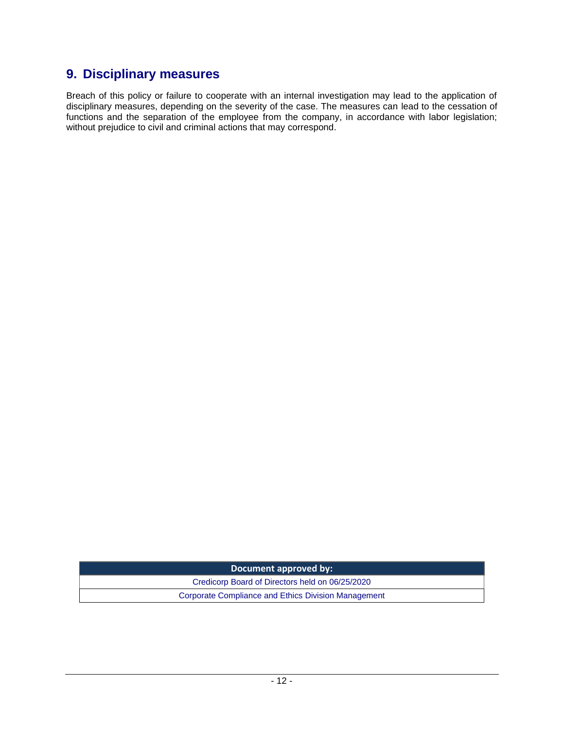## 9. Disciplinary measures

Breach of this policy or failure to cooperate with an internal investigation may lead to the application of disciplinary measures, depending on the severity of the case. The measures can lead to the cessation of functions and the separation of the employee from the company, in accordance with labor legislation; without prejudice to civil and criminal actions that may correspond.

| Document approved by: |
| --- |
| Credicorp Board of Directors held on 06/25/2020 |
| Corporate Compliance and Ethics Division Management |